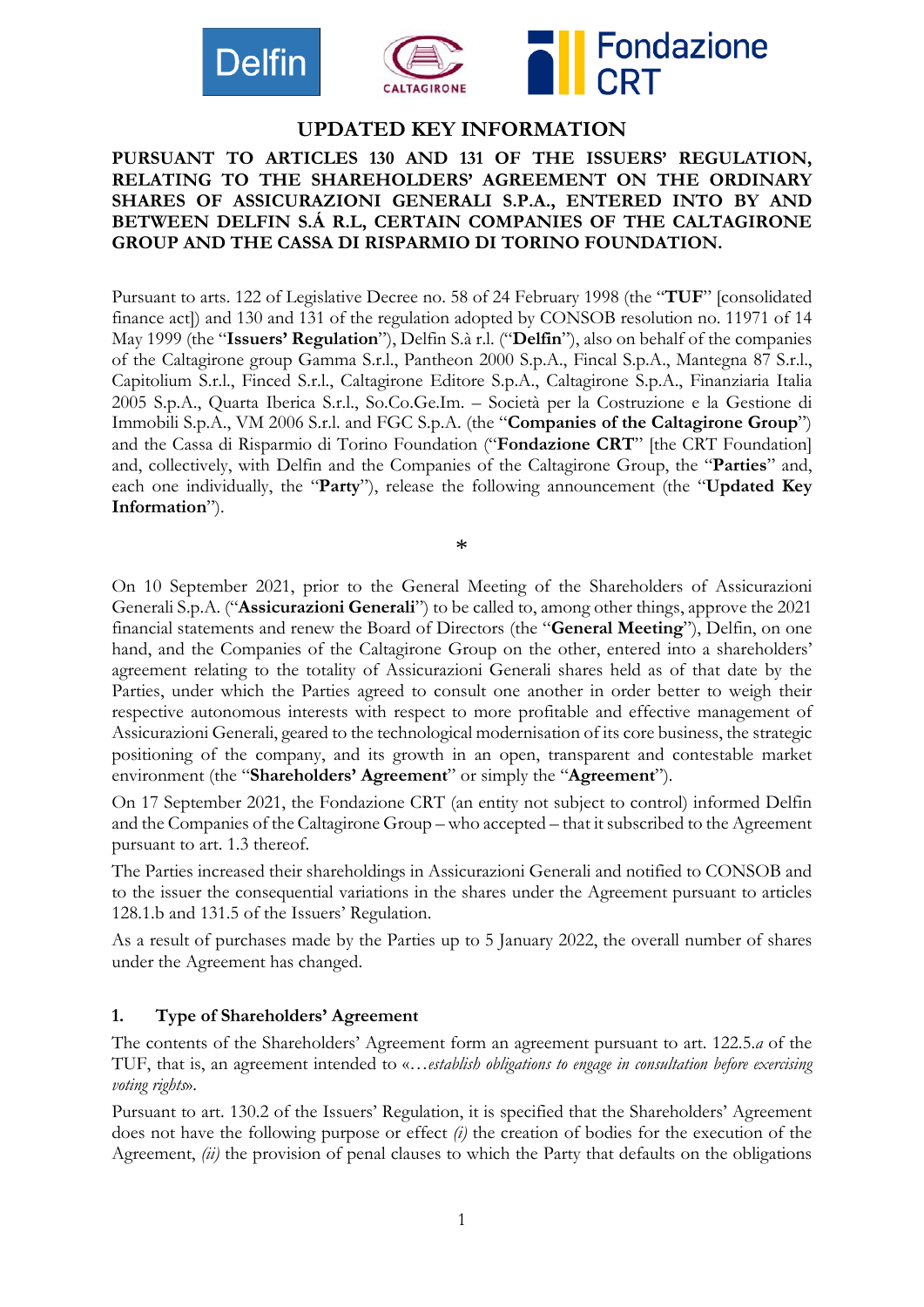# UPDATED KEY INFORMATION

**PURSUANT TO ARTICLES 130 AND 131 OF THE ISSUERS' REGULATION, RELATING TO THE SHAREHOLDERS' AGREEMENT ON THE ORDINARY SHARES OF ASSICURAZIONI GENERALI S.P.A., ENTERED INTO BY AND BETWEEN DELFIN S.Á R.L, CERTAIN COMPANIES OF THE CALTAGIRONE GROUP AND THE CASSA DI RISPARMIO DI TORINO FOUNDATION.**

Pursuant to arts. 122 of Legislative Decree no. 58 of 24 February 1998 (the "**TUF**" [consolidated finance act]) and 130 and 131 of the regulation adopted by CONSOB resolution no. 11971 of 14 May 1999 (the "**Issuers' Regulation**"), Delfin S.à r.l. ("**Delfin**"), also on behalf of the companies of the Caltagirone group Gamma S.r.l., Pantheon 2000 S.p.A., Fincal S.p.A., Mantegna 87 S.r.l., Capitolium S.r.l., Finced S.r.l., Caltagirone Editore S.p.A., Caltagirone S.p.A., Finanziaria Italia 2005 S.p.A., Quarta Iberica S.r.l., So.Co.Ge.Im. – Società per la Costruzione e la Gestione di Immobili S.p.A., VM 2006 S.r.l. and FGC S.p.A. (the "**Companies of the Caltagirone Group**") and the Cassa di Risparmio di Torino Foundation ("**Fondazione CRT**" [the CRT Foundation] and, collectively, with Delfin and the Companies of the Caltagirone Group, the "**Parties**" and, each one individually, the "**Party**"), release the following announcement (the "**Updated Key Information**").

*

On 10 September 2021, prior to the General Meeting of the Shareholders of Assicurazioni Generali S.p.A. ("**Assicurazioni Generali**") to be called to, among other things, approve the 2021 financial statements and renew the Board of Directors (the "**General Meeting**"), Delfin, on one hand, and the Companies of the Caltagirone Group on the other, entered into a shareholders' agreement relating to the totality of Assicurazioni Generali shares held as of that date by the Parties, under which the Parties agreed to consult one another in order better to weigh their respective autonomous interests with respect to more profitable and effective management of Assicurazioni Generali, geared to the technological modernisation of its core business, the strategic positioning of the company, and its growth in an open, transparent and contestable market environment (the "**Shareholders' Agreement**" or simply the "**Agreement**").

On 17 September 2021, the Fondazione CRT (an entity not subject to control) informed Delfin and the Companies of the Caltagirone Group – who accepted – that it subscribed to the Agreement pursuant to art. 1.3 thereof.

The Parties increased their shareholdings in Assicurazioni Generali and notified to CONSOB and to the issuer the consequential variations in the shares under the Agreement pursuant to articles 128.1.b and 131.5 of the Issuers' Regulation.

As a result of purchases made by the Parties up to 5 January 2022, the overall number of shares under the Agreement has changed.

## 1. Type of Shareholders' Agreement

The contents of the Shareholders' Agreement form an agreement pursuant to art. 122.5.*a* of the TUF, that is, an agreement intended to «…*establish obligations to engage in consultation before exercising voting rights*».

Pursuant to art. 130.2 of the Issuers' Regulation, it is specified that the Shareholders' Agreement does not have the following purpose or effect *(i)* the creation of bodies for the execution of the Agreement, *(ii)* the provision of penal clauses to which the Party that defaults on the obligations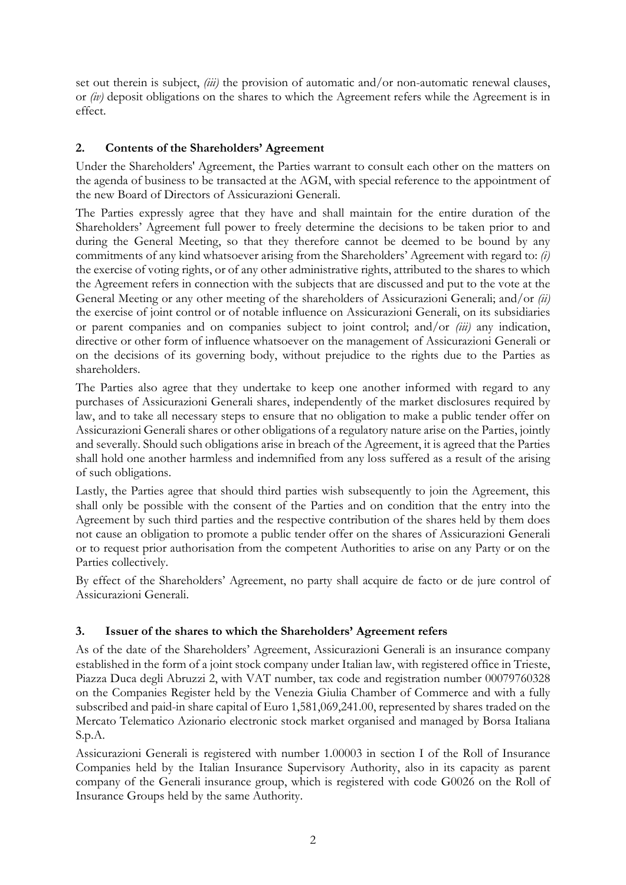set out therein is subject, *(iii)* the provision of automatic and/or non-automatic renewal clauses, or *(iv)* deposit obligations on the shares to which the Agreement refers while the Agreement is in effect.

## 2. Contents of the Shareholders' Agreement

Under the Shareholders' Agreement, the Parties warrant to consult each other on the matters on the agenda of business to be transacted at the AGM, with special reference to the appointment of the new Board of Directors of Assicurazioni Generali.

The Parties expressly agree that they have and shall maintain for the entire duration of the Shareholders' Agreement full power to freely determine the decisions to be taken prior to and during the General Meeting, so that they therefore cannot be deemed to be bound by any commitments of any kind whatsoever arising from the Shareholders' Agreement with regard to: *(i)* the exercise of voting rights, or of any other administrative rights, attributed to the shares to which the Agreement refers in connection with the subjects that are discussed and put to the vote at the General Meeting or any other meeting of the shareholders of Assicurazioni Generali; and/or *(ii)* the exercise of joint control or of notable influence on Assicurazioni Generali, on its subsidiaries or parent companies and on companies subject to joint control; and/or *(iii)* any indication, directive or other form of influence whatsoever on the management of Assicurazioni Generali or on the decisions of its governing body, without prejudice to the rights due to the Parties as shareholders.

The Parties also agree that they undertake to keep one another informed with regard to any purchases of Assicurazioni Generali shares, independently of the market disclosures required by law, and to take all necessary steps to ensure that no obligation to make a public tender offer on Assicurazioni Generali shares or other obligations of a regulatory nature arise on the Parties, jointly and severally. Should such obligations arise in breach of the Agreement, it is agreed that the Parties shall hold one another harmless and indemnified from any loss suffered as a result of the arising of such obligations.

Lastly, the Parties agree that should third parties wish subsequently to join the Agreement, this shall only be possible with the consent of the Parties and on condition that the entry into the Agreement by such third parties and the respective contribution of the shares held by them does not cause an obligation to promote a public tender offer on the shares of Assicurazioni Generali or to request prior authorisation from the competent Authorities to arise on any Party or on the Parties collectively.

By effect of the Shareholders' Agreement, no party shall acquire de facto or de jure control of Assicurazioni Generali.

## 3. Issuer of the shares to which the Shareholders' Agreement refers

As of the date of the Shareholders' Agreement, Assicurazioni Generali is an insurance company established in the form of a joint stock company under Italian law, with registered office in Trieste, Piazza Duca degli Abruzzi 2, with VAT number, tax code and registration number 00079760328 on the Companies Register held by the Venezia Giulia Chamber of Commerce and with a fully subscribed and paid-in share capital of Euro 1,581,069,241.00, represented by shares traded on the Mercato Telematico Azionario electronic stock market organised and managed by Borsa Italiana S.p.A.

Assicurazioni Generali is registered with number 1.00003 in section I of the Roll of Insurance Companies held by the Italian Insurance Supervisory Authority, also in its capacity as parent company of the Generali insurance group, which is registered with code G0026 on the Roll of Insurance Groups held by the same Authority.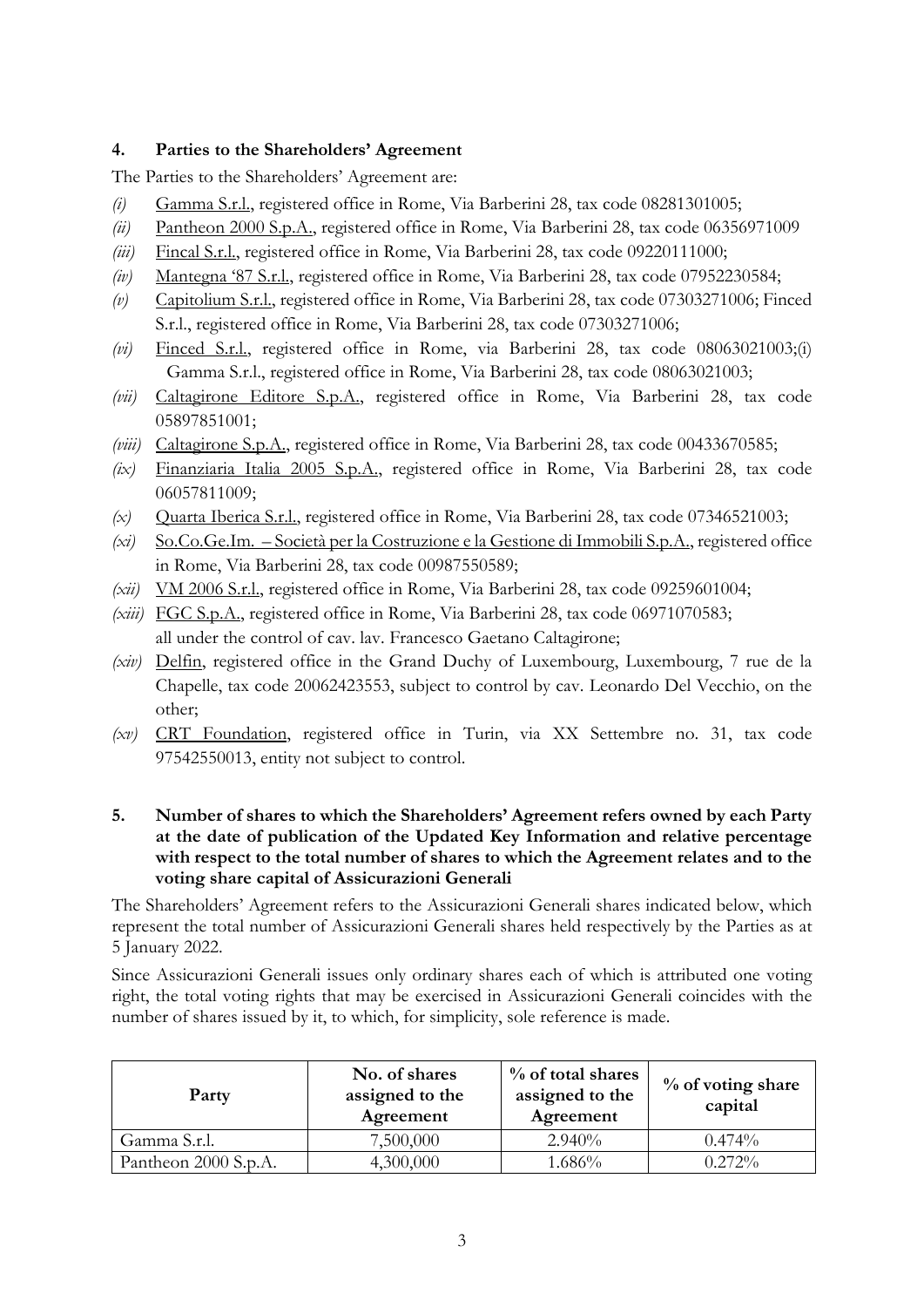## 4. Parties to the Shareholders' Agreement

The Parties to the Shareholders' Agreement are:

- *(i)* Gamma S.r.l., registered office in Rome, Via Barberini 28, tax code 08281301005;
- *(ii)* Pantheon 2000 S.p.A., registered office in Rome, Via Barberini 28, tax code 06356971009
- *(iii)* Fincal S.r.l., registered office in Rome, Via Barberini 28, tax code 09220111000;
- *(iv)* Mantegna '87 S.r.l., registered office in Rome, Via Barberini 28, tax code 07952230584;
- *(v)* Capitolium S.r.l., registered office in Rome, Via Barberini 28, tax code 07303271006; Finced S.r.l., registered office in Rome, Via Barberini 28, tax code 07303271006;
- *(vi)* Finced S.r.l., registered office in Rome, via Barberini 28, tax code 08063021003;(i) Gamma S.r.l., registered office in Rome, Via Barberini 28, tax code 08063021003;
- *(vii)* Caltagirone Editore S.p.A., registered office in Rome, Via Barberini 28, tax code 05897851001;
- *(viii)* Caltagirone S.p.A., registered office in Rome, Via Barberini 28, tax code 00433670585;
- *(ix)* Finanziaria Italia 2005 S.p.A., registered office in Rome, Via Barberini 28, tax code 06057811009;
- *(x)* Quarta Iberica S.r.l., registered office in Rome, Via Barberini 28, tax code 07346521003;
- *(xi)* So.Co.Ge.Im. – Società per la Costruzione e la Gestione di Immobili S.p.A., registered office in Rome, Via Barberini 28, tax code 00987550589;
- *(xii)* VM 2006 S.r.l., registered office in Rome, Via Barberini 28, tax code 09259601004;
- *(xiii)* FGC S.p.A., registered office in Rome, Via Barberini 28, tax code 06971070583; all under the control of cav. lav. Francesco Gaetano Caltagirone;
- *(xiv)* Delfin, registered office in the Grand Duchy of Luxembourg, Luxembourg, 7 rue de la Chapelle, tax code 20062423553, subject to control by cav. Leonardo Del Vecchio, on the other;
- *(xv)* CRT Foundation, registered office in Turin, via XX Settembre no. 31, tax code 97542550013, entity not subject to control.

## 5. Number of shares to which the Shareholders' Agreement refers owned by each Party at the date of publication of the Updated Key Information and relative percentage with respect to the total number of shares to which the Agreement relates and to the voting share capital of Assicurazioni Generali

The Shareholders' Agreement refers to the Assicurazioni Generali shares indicated below, which represent the total number of Assicurazioni Generali shares held respectively by the Parties as at 5 January 2022.

Since Assicurazioni Generali issues only ordinary shares each of which is attributed one voting right, the total voting rights that may be exercised in Assicurazioni Generali coincides with the number of shares issued by it, to which, for simplicity, sole reference is made.

| Party | No. of shares assigned to the Agreement | % of total shares assigned to the Agreement | % of voting share capital |
|---|---|---|---|
| Gamma S.r.l. | 7,500,000 | 2.940% | 0.474% |
| Pantheon 2000 S.p.A. | 4,300,000 | 1.686% | 0.272% |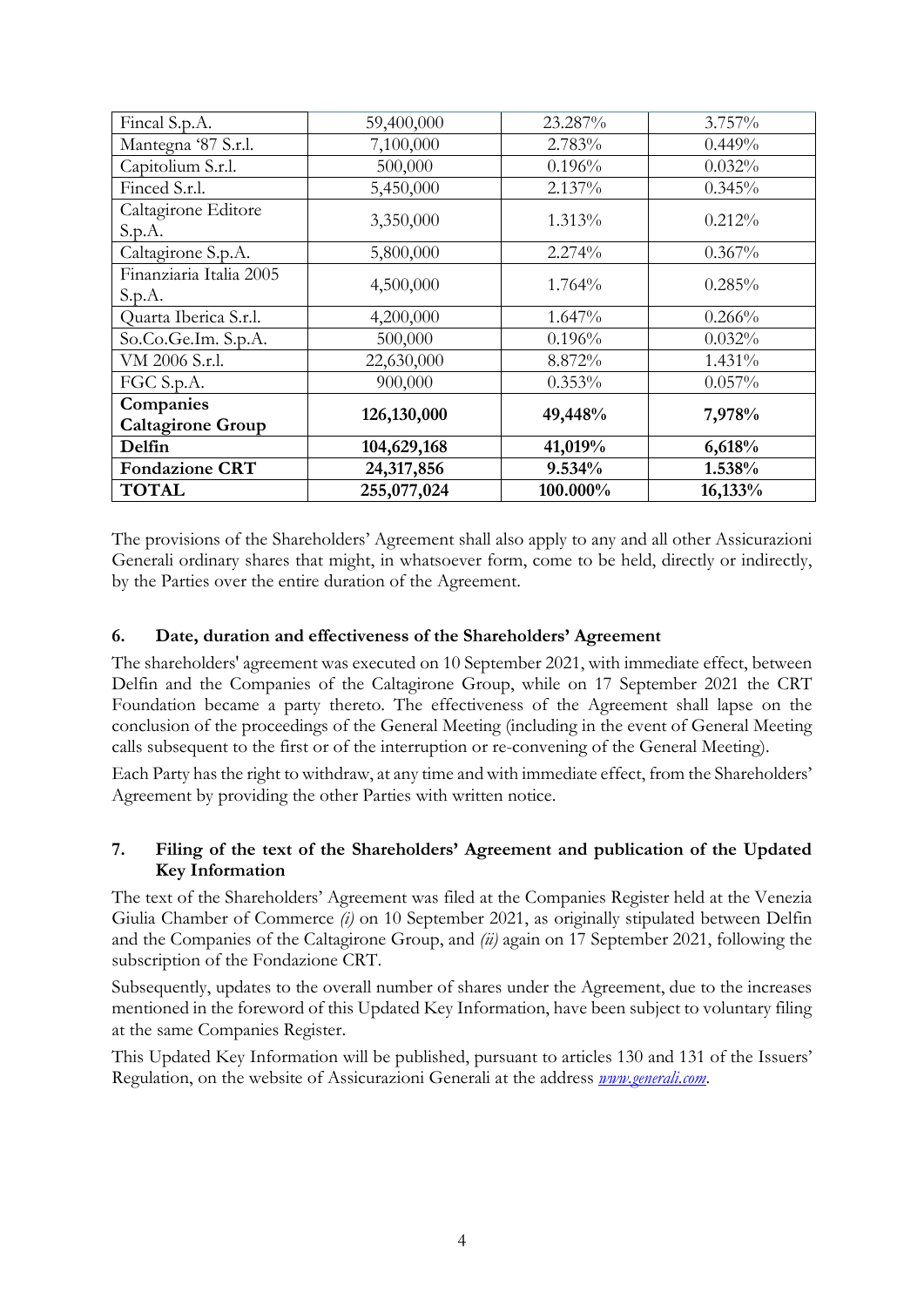| | | | |
|---|---|---|---|
| Fincal S.p.A. | 59,400,000 | 23.287% | 3.757% |
| Mantegna '87 S.r.l. | 7,100,000 | 2.783% | 0.449% |
| Capitolium S.r.l. | 500,000 | 0.196% | 0.032% |
| Finced S.r.l. | 5,450,000 | 2.137% | 0.345% |
| Caltagirone Editore S.p.A. | 3,350,000 | 1.313% | 0.212% |
| Caltagirone S.p.A. | 5,800,000 | 2.274% | 0.367% |
| Finanziaria Italia 2005 S.p.A. | 4,500,000 | 1.764% | 0.285% |
| Quarta Iberica S.r.l. | 4,200,000 | 1.647% | 0.266% |
| So.Co.Ge.Im. S.p.A. | 500,000 | 0.196% | 0.032% |
| VM 2006 S.r.l. | 22,630,000 | 8.872% | 1.431% |
| FGC S.p.A. | 900,000 | 0.353% | 0.057% |
| **Companies Caltagirone Group** | **126,130,000** | **49,448%** | **7,978%** |
| **Delfin** | **104,629,168** | **41,019%** | **6,618%** |
| **Fondazione CRT** | **24,317,856** | **9.534%** | **1.538%** |
| **TOTAL** | **255,077,024** | **100.000%** | **16,133%** |

The provisions of the Shareholders' Agreement shall also apply to any and all other Assicurazioni Generali ordinary shares that might, in whatsoever form, come to be held, directly or indirectly, by the Parties over the entire duration of the Agreement.

## 6. Date, duration and effectiveness of the Shareholders' Agreement

The shareholders' agreement was executed on 10 September 2021, with immediate effect, between Delfin and the Companies of the Caltagirone Group, while on 17 September 2021 the CRT Foundation became a party thereto. The effectiveness of the Agreement shall lapse on the conclusion of the proceedings of the General Meeting (including in the event of General Meeting calls subsequent to the first or of the interruption or re-convening of the General Meeting).

Each Party has the right to withdraw, at any time and with immediate effect, from the Shareholders' Agreement by providing the other Parties with written notice.

## 7. Filing of the text of the Shareholders' Agreement and publication of the Updated Key Information

The text of the Shareholders' Agreement was filed at the Companies Register held at the Venezia Giulia Chamber of Commerce *(i)* on 10 September 2021, as originally stipulated between Delfin and the Companies of the Caltagirone Group, and *(ii)* again on 17 September 2021, following the subscription of the Fondazione CRT.

Subsequently, updates to the overall number of shares under the Agreement, due to the increases mentioned in the foreword of this Updated Key Information, have been subject to voluntary filing at the same Companies Register.

This Updated Key Information will be published, pursuant to articles 130 and 131 of the Issuers' Regulation, on the website of Assicurazioni Generali at the address *www.generali.com*.